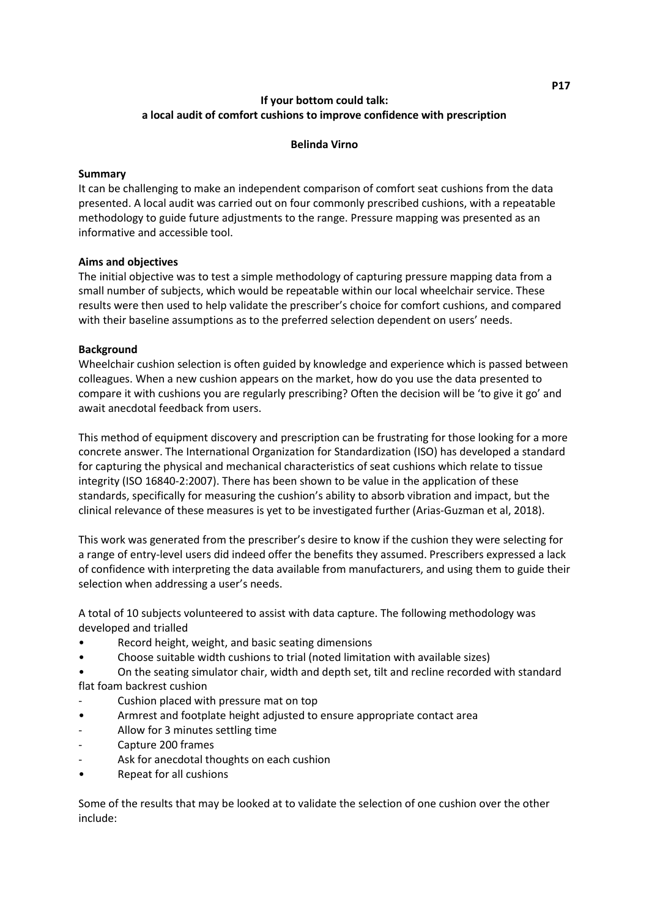# If your bottom could talk: a local audit of comfort cushions to improve confidence with prescription

**Belinda Virno**

## Summary

It can be challenging to make an independent comparison of comfort seat cushions from the data presented. A local audit was carried out on four commonly prescribed cushions, with a repeatable methodology to guide future adjustments to the range. Pressure mapping was presented as an informative and accessible tool.

## Aims and objectives

The initial objective was to test a simple methodology of capturing pressure mapping data from a small number of subjects, which would be repeatable within our local wheelchair service. These results were then used to help validate the prescriber's choice for comfort cushions, and compared with their baseline assumptions as to the preferred selection dependent on users' needs.

## Background

Wheelchair cushion selection is often guided by knowledge and experience which is passed between colleagues. When a new cushion appears on the market, how do you use the data presented to compare it with cushions you are regularly prescribing? Often the decision will be 'to give it go' and await anecdotal feedback from users.

This method of equipment discovery and prescription can be frustrating for those looking for a more concrete answer. The International Organization for Standardization (ISO) has developed a standard for capturing the physical and mechanical characteristics of seat cushions which relate to tissue integrity (ISO 16840-2:2007). There has been shown to be value in the application of these standards, specifically for measuring the cushion's ability to absorb vibration and impact, but the clinical relevance of these measures is yet to be investigated further (Arias-Guzman et al, 2018).

This work was generated from the prescriber's desire to know if the cushion they were selecting for a range of entry-level users did indeed offer the benefits they assumed. Prescribers expressed a lack of confidence with interpreting the data available from manufacturers, and using them to guide their selection when addressing a user's needs.

A total of 10 subjects volunteered to assist with data capture. The following methodology was developed and trialled

- Record height, weight, and basic seating dimensions
- Choose suitable width cushions to trial (noted limitation with available sizes)
- On the seating simulator chair, width and depth set, tilt and recline recorded with standard flat foam backrest cushion
  - Cushion placed with pressure mat on top
- Armrest and footplate height adjusted to ensure appropriate contact area
  - Allow for 3 minutes settling time
  - Capture 200 frames
  - Ask for anecdotal thoughts on each cushion
- Repeat for all cushions

Some of the results that may be looked at to validate the selection of one cushion over the other include: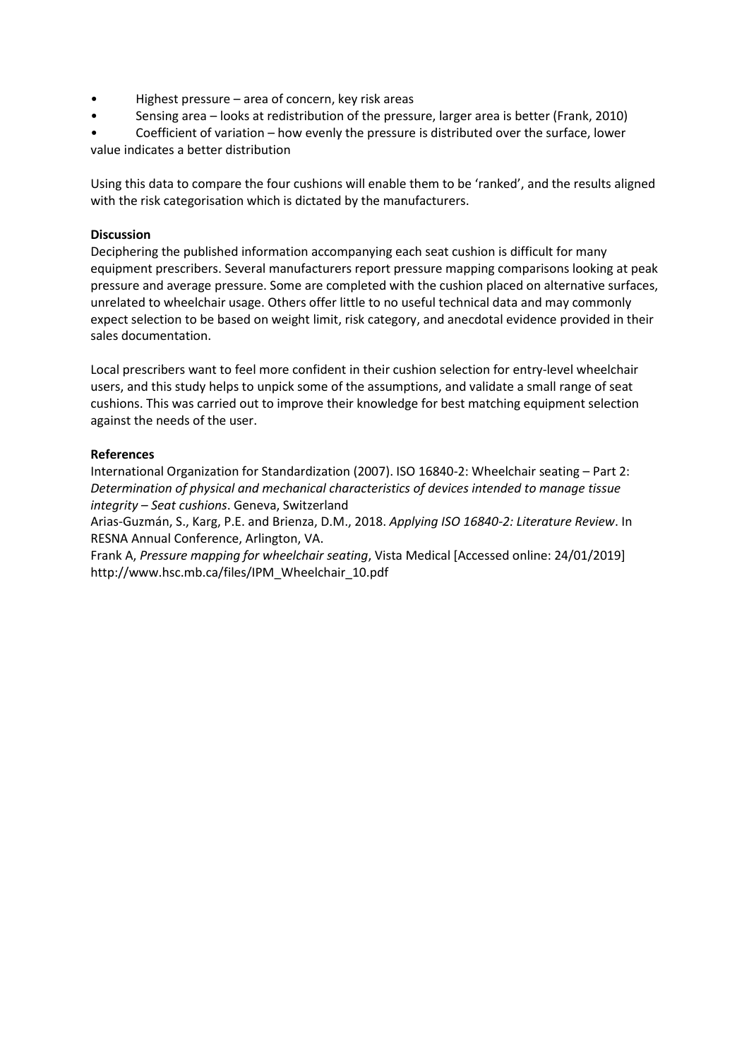- Highest pressure – area of concern, key risk areas
- Sensing area – looks at redistribution of the pressure, larger area is better (Frank, 2010)
- Coefficient of variation – how evenly the pressure is distributed over the surface, lower value indicates a better distribution

Using this data to compare the four cushions will enable them to be 'ranked', and the results aligned with the risk categorisation which is dictated by the manufacturers.

**Discussion**

Deciphering the published information accompanying each seat cushion is difficult for many equipment prescribers. Several manufacturers report pressure mapping comparisons looking at peak pressure and average pressure. Some are completed with the cushion placed on alternative surfaces, unrelated to wheelchair usage. Others offer little to no useful technical data and may commonly expect selection to be based on weight limit, risk category, and anecdotal evidence provided in their sales documentation.

Local prescribers want to feel more confident in their cushion selection for entry-level wheelchair users, and this study helps to unpick some of the assumptions, and validate a small range of seat cushions. This was carried out to improve their knowledge for best matching equipment selection against the needs of the user.

**References**

International Organization for Standardization (2007). ISO 16840-2: Wheelchair seating – Part 2: *Determination of physical and mechanical characteristics of devices intended to manage tissue integrity – Seat cushions*. Geneva, Switzerland

Arias-Guzmán, S., Karg, P.E. and Brienza, D.M., 2018. *Applying ISO 16840-2: Literature Review*. In RESNA Annual Conference, Arlington, VA.

Frank A, *Pressure mapping for wheelchair seating*, Vista Medical [Accessed online: 24/01/2019] http://www.hsc.mb.ca/files/IPM_Wheelchair_10.pdf